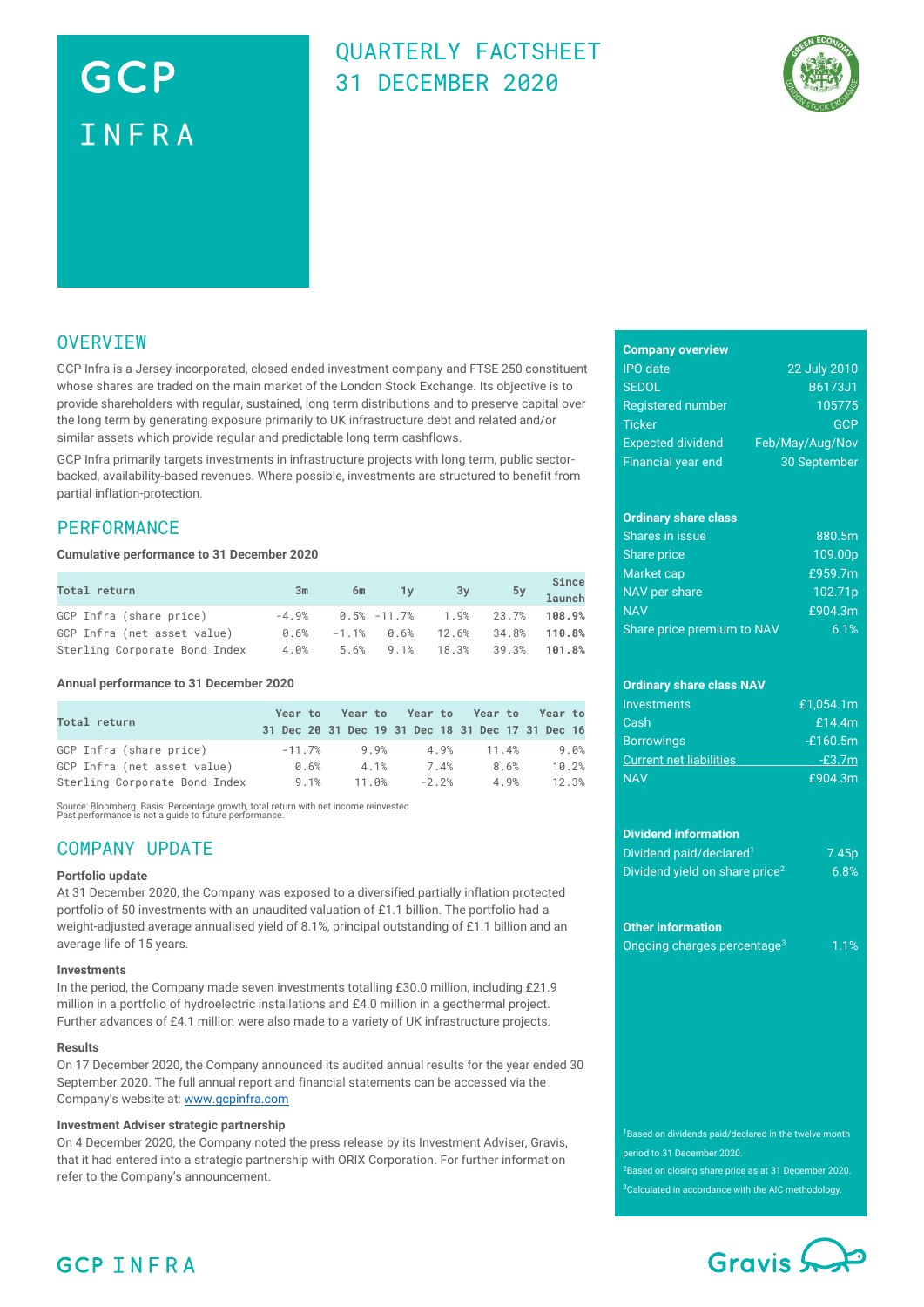# GCP INFRA

## QUARTERLY FACTSHEET
## 31 DECEMBER 2020

## OVERVIEW

GCP Infra is a Jersey-incorporated, closed ended investment company and FTSE 250 constituent whose shares are traded on the main market of the London Stock Exchange. Its objective is to provide shareholders with regular, sustained, long term distributions and to preserve capital over the long term by generating exposure primarily to UK infrastructure debt and related and/or similar assets which provide regular and predictable long term cashflows.

GCP Infra primarily targets investments in infrastructure projects with long term, public sector-backed, availability-based revenues. Where possible, investments are structured to benefit from partial inflation-protection.

## PERFORMANCE

**Cumulative performance to 31 December 2020**

| Total return | 3m | 6m | 1y | 3y | 5y | Since launch |
|---|---|---|---|---|---|---|
| GCP Infra (share price) | -4.9% | 0.5% | -11.7% | 1.9% | 23.7% | **108.9%** |
| GCP Infra (net asset value) | 0.6% | -1.1% | 0.6% | 12.6% | 34.8% | **110.8%** |
| Sterling Corporate Bond Index | 4.0% | 5.6% | 9.1% | 18.3% | 39.3% | **101.8%** |

**Annual performance to 31 December 2020**

| Total return | Year to 31 Dec 20 | Year to 31 Dec 19 | Year to 31 Dec 18 | Year to 31 Dec 17 | Year to 31 Dec 16 |
|---|---|---|---|---|---|
| GCP Infra (share price) | -11.7% | 9.9% | 4.9% | 11.4% | 9.0% |
| GCP Infra (net asset value) | 0.6% | 4.1% | 7.4% | 8.6% | 10.2% |
| Sterling Corporate Bond Index | 9.1% | 11.0% | -2.2% | 4.9% | 12.3% |

Source: Bloomberg. Basis: Percentage growth, total return with net income reinvested.
Past performance is not a guide to future performance.

## COMPANY UPDATE

**Portfolio update**

At 31 December 2020, the Company was exposed to a diversified partially inflation protected portfolio of 50 investments with an unaudited valuation of £1.1 billion. The portfolio had a weight-adjusted average annualised yield of 8.1%, principal outstanding of £1.1 billion and an average life of 15 years.

**Investments**

In the period, the Company made seven investments totalling £30.0 million, including £21.9 million in a portfolio of hydroelectric installations and £4.0 million in a geothermal project. Further advances of £4.1 million were also made to a variety of UK infrastructure projects.

**Results**

On 17 December 2020, the Company announced its audited annual results for the year ended 30 September 2020. The full annual report and financial statements can be accessed via the Company's website at: www.gcpinfra.com

**Investment Adviser strategic partnership**

On 4 December 2020, the Company noted the press release by its Investment Adviser, Gravis, that it had entered into a strategic partnership with ORIX Corporation. For further information refer to the Company's announcement.

**Company overview**

| | |
|---|---|
| IPO date | 22 July 2010 |
| SEDOL | B6173J1 |
| Registered number | 105775 |
| Ticker | GCP |
| Expected dividend | Feb/May/Aug/Nov |
| Financial year end | 30 September |

**Ordinary share class**

| | |
|---|---|
| Shares in issue | 880.5m |
| Share price | 109.00p |
| Market cap | £959.7m |
| NAV per share | 102.71p |
| NAV | £904.3m |
| Share price premium to NAV | 6.1% |

**Ordinary share class NAV**

| | |
|---|---|
| Investments | £1,054.1m |
| Cash | £14.4m |
| Borrowings | -£160.5m |
| Current net liabilities | -£3.7m |
| NAV | £904.3m |

**Dividend information**

| | |
|---|---|
| Dividend paid/declared[1] | 7.45p |
| Dividend yield on share price[2] | 6.8% |

**Other information**

| | |
|---|---|
| Ongoing charges percentage[3] | 1.1% |

[1]Based on dividends paid/declared in the twelve month period to 31 December 2020.
[2]Based on closing share price as at 31 December 2020.
[3]Calculated in accordance with the AIC methodology.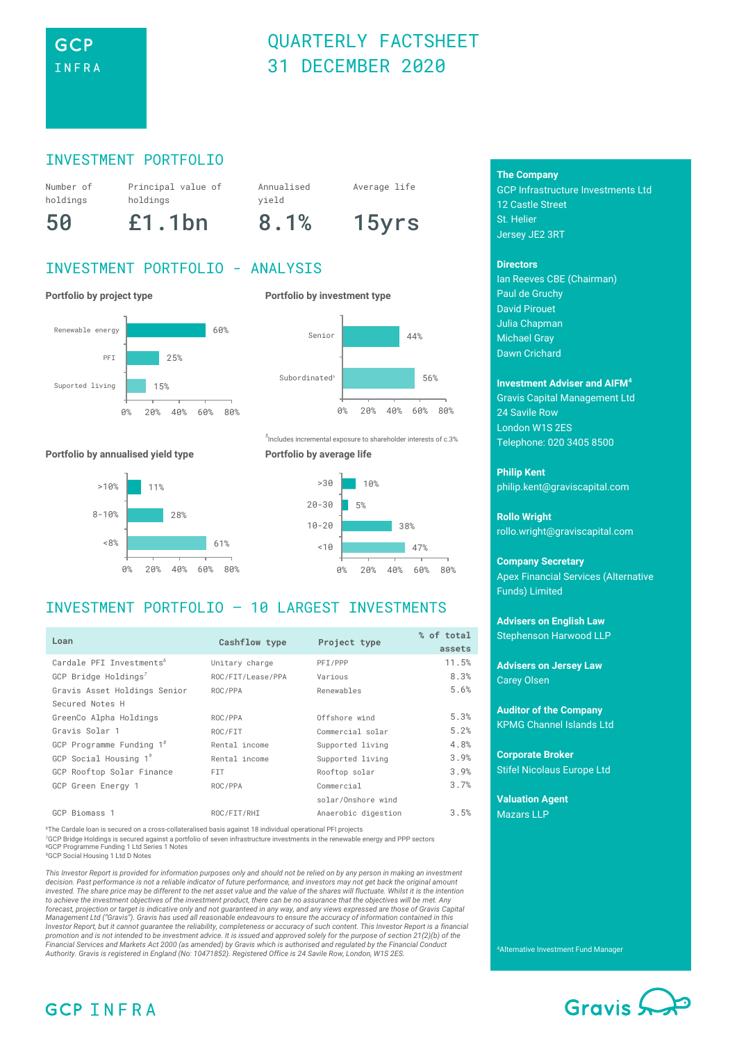GCP INFRA

# QUARTERLY FACTSHEET 31 DECEMBER 2020

## INVESTMENT PORTFOLIO

| Number of holdings | Principal value of holdings | Annualised yield | Average life |
|---|---|---|---|
| 50 | £1.1bn | 8.1% | 15yrs |

## INVESTMENT PORTFOLIO - ANALYSIS

**Portfolio by project type**

Renewable energy 60%
PFI 25%
Suported living 15%
0% 20% 40% 60% 80%

**Portfolio by investment type**

Senior 44%
Subordinated[5] 56%
0% 20% 40% 60% 80%

[5]Includes incremental exposure to shareholder interests of c.3%

**Portfolio by annualised yield type**

>10% 11%
8-10% 28%
<8% 61%
0% 20% 40% 60% 80%

**Portfolio by average life**

>30 10%
20-30 5%
10-20 38%
<10 47%
0% 20% 40% 60% 80%

## INVESTMENT PORTFOLIO – 10 LARGEST INVESTMENTS

| Loan | Cashflow type | Project type | % of total assets |
|---|---|---|---|
| Cardale PFI Investments[6] | Unitary charge | PFI/PPP | 11.5% |
| GCP Bridge Holdings[7] | ROC/FIT/Lease/PPA | Various | 8.3% |
| Gravis Asset Holdings Senior Secured Notes H | ROC/PPA | Renewables | 5.6% |
| GreenCo Alpha Holdings | ROC/PPA | Offshore wind | 5.3% |
| Gravis Solar 1 | ROC/FIT | Commercial solar | 5.2% |
| GCP Programme Funding 1[8] | Rental income | Supported living | 4.8% |
| GCP Social Housing 1[9] | Rental income | Supported living | 3.9% |
| GCP Rooftop Solar Finance | FIT | Rooftop solar | 3.9% |
| GCP Green Energy 1 | ROC/PPA | Commercial solar/Onshore wind | 3.7% |
| GCP Biomass 1 | ROC/FIT/RHI | Anaerobic digestion | 3.5% |

[6]The Cardale loan is secured on a cross-collateralised basis against 18 individual operational PFI projects
[7]GCP Bridge Holdings is secured against a portfolio of seven infrastructure investments in the renewable energy and PPP sectors
[8]GCP Programme Funding 1 Ltd Series 1 Notes
[9]GCP Social Housing 1 Ltd D Notes

*This Investor Report is provided for information purposes only and should not be relied on by any person in making an investment decision. Past performance is not a reliable indicator of future performance, and investors may not get back the original amount invested. The share price may be different to the net asset value and the value of the shares will fluctuate. Whilst it is the intention to achieve the investment objectives of the investment product, there can be no assurance that the objectives will be met. Any forecast, projection or target is indicative only and not guaranteed in any way, and any views expressed are those of Gravis Capital Management Ltd ("Gravis"). Gravis has used all reasonable endeavours to ensure the accuracy of information contained in this Investor Report, but it cannot guarantee the reliability, completeness or accuracy of such content. This Investor Report is a financial promotion and is not intended to be investment advice. It is issued and approved solely for the purpose of section 21(2)(b) of the Financial Services and Markets Act 2000 (as amended) by Gravis which is authorised and regulated by the Financial Conduct Authority. Gravis is registered in England (No: 10471852). Registered Office is 24 Savile Row, London, W1S 2ES.*

**The Company**
GCP Infrastructure Investments Ltd
12 Castle Street
St. Helier
Jersey JE2 3RT

**Directors**
Ian Reeves CBE (Chairman)
Paul de Gruchy
David Pirouet
Julia Chapman
Michael Gray
Dawn Crichard

**Investment Adviser and AIFM[4]**
Gravis Capital Management Ltd
24 Savile Row
London W1S 2ES
Telephone: 020 3405 8500

**Philip Kent**
philip.kent@graviscapital.com

**Rollo Wright**
rollo.wright@graviscapital.com

**Company Secretary**
Apex Financial Services (Alternative Funds) Limited

**Advisers on English Law**
Stephenson Harwood LLP

**Advisers on Jersey Law**
Carey Olsen

**Auditor of the Company**
KPMG Channel Islands Ltd

**Corporate Broker**
Stifel Nicolaus Europe Ltd

**Valuation Agent**
Mazars LLP

[4]Alternative Investment Fund Manager

GCP INFRA

Gravis